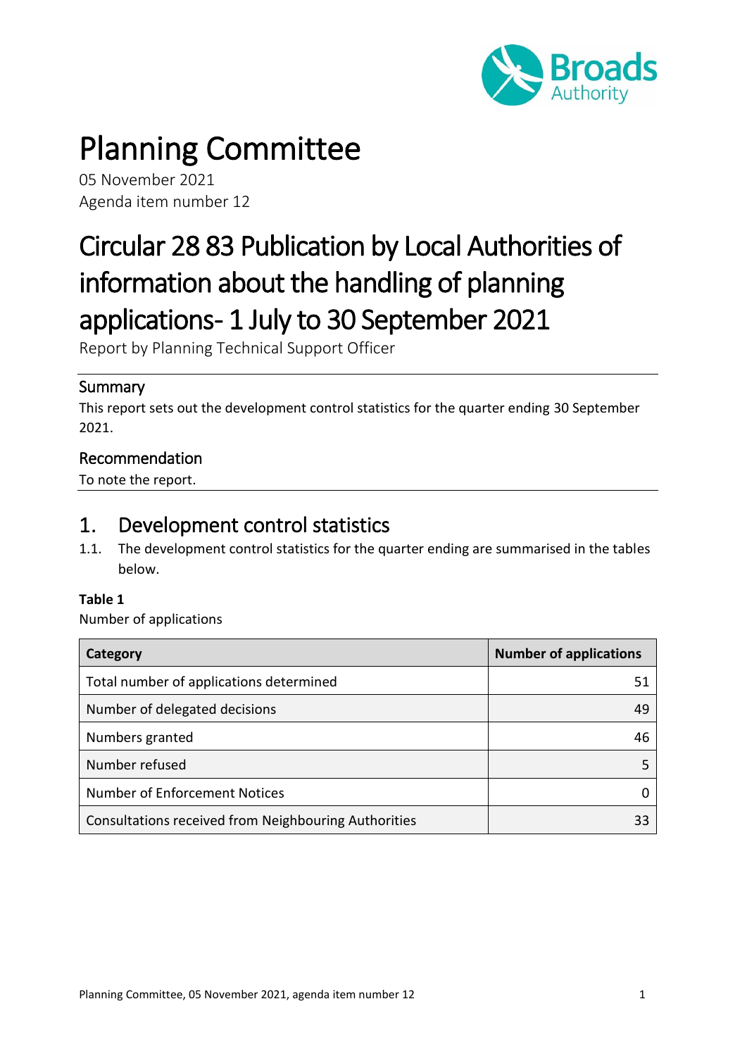# Planning Committee

05 November 2021
Agenda item number 12

# Circular 28 83 Publication by Local Authorities of information about the handling of planning applications- 1 July to 30 September 2021

Report by Planning Technical Support Officer

## Summary

This report sets out the development control statistics for the quarter ending 30 September 2021.

## Recommendation

To note the report.

## 1. Development control statistics

1.1. The development control statistics for the quarter ending are summarised in the tables below.

**Table 1**

Number of applications

| Category | Number of applications |
|---|---:|
| Total number of applications determined | 51 |
| Number of delegated decisions | 49 |
| Numbers granted | 46 |
| Number refused | 5 |
| Number of Enforcement Notices | 0 |
| Consultations received from Neighbouring Authorities | 33 |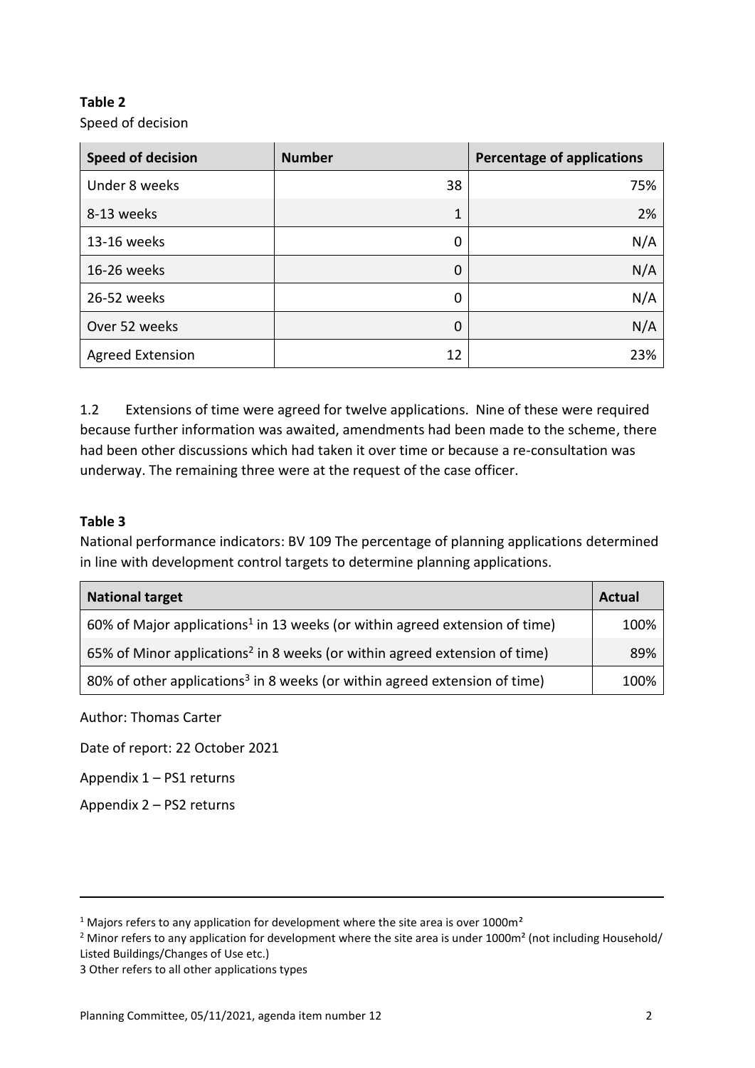**Table 2**

Speed of decision

| Speed of decision | Number | Percentage of applications |
|---|---|---|
| Under 8 weeks | 38 | 75% |
| 8-13 weeks | 1 | 2% |
| 13-16 weeks | 0 | N/A |
| 16-26 weeks | 0 | N/A |
| 26-52 weeks | 0 | N/A |
| Over 52 weeks | 0 | N/A |
| Agreed Extension | 12 | 23% |

1.2 Extensions of time were agreed for twelve applications. Nine of these were required because further information was awaited, amendments had been made to the scheme, there had been other discussions which had taken it over time or because a re-consultation was underway. The remaining three were at the request of the case officer.

**Table 3**

National performance indicators: BV 109 The percentage of planning applications determined in line with development control targets to determine planning applications.

| National target | Actual |
|---|---|
| 60% of Major applications[1] in 13 weeks (or within agreed extension of time) | 100% |
| 65% of Minor applications[2] in 8 weeks (or within agreed extension of time) | 89% |
| 80% of other applications[3] in 8 weeks (or within agreed extension of time) | 100% |

Author: Thomas Carter

Date of report: 22 October 2021

Appendix 1 – PS1 returns

Appendix 2 – PS2 returns

---

[1] Majors refers to any application for development where the site area is over 1000m²

[2] Minor refers to any application for development where the site area is under 1000m² (not including Household/ Listed Buildings/Changes of Use etc.)

3 Other refers to all other applications types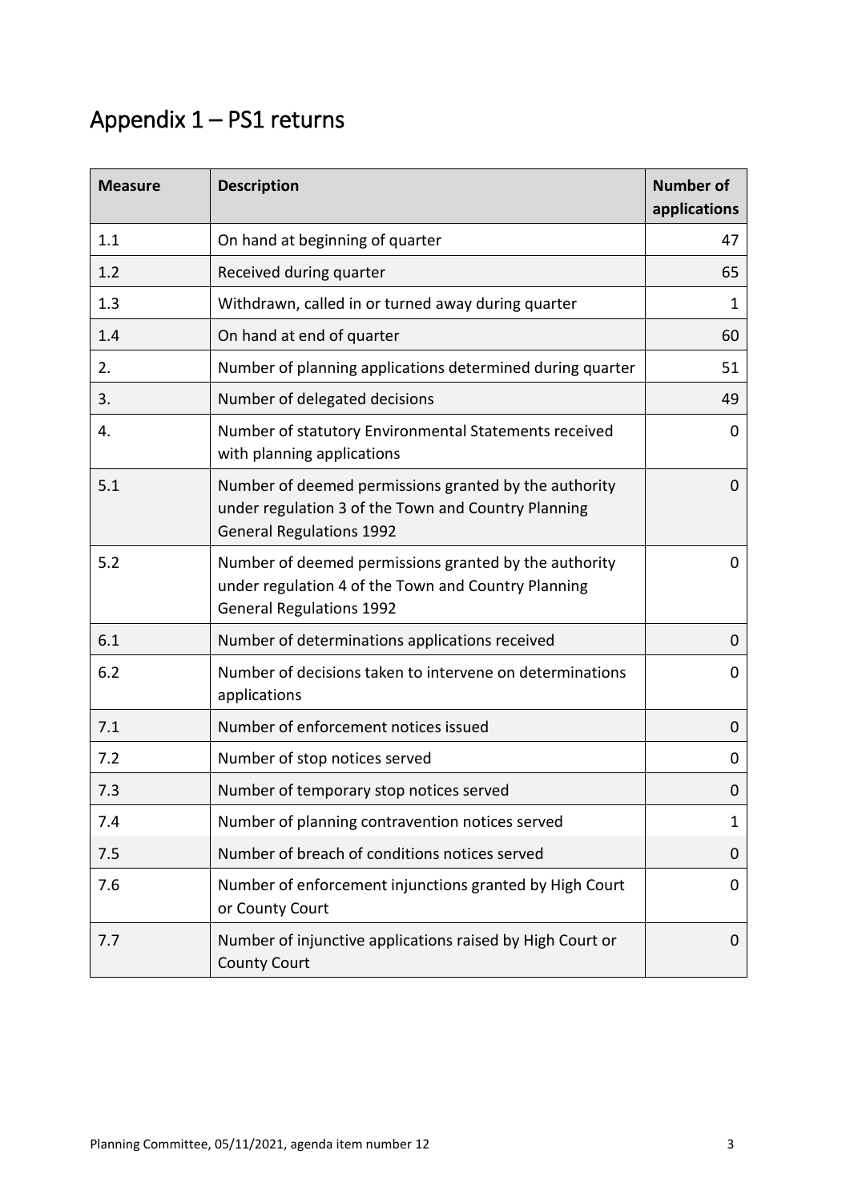# Appendix 1 – PS1 returns

| Measure | Description | Number of applications |
|---|---|---|
| 1.1 | On hand at beginning of quarter | 47 |
| 1.2 | Received during quarter | 65 |
| 1.3 | Withdrawn, called in or turned away during quarter | 1 |
| 1.4 | On hand at end of quarter | 60 |
| 2. | Number of planning applications determined during quarter | 51 |
| 3. | Number of delegated decisions | 49 |
| 4. | Number of statutory Environmental Statements received with planning applications | 0 |
| 5.1 | Number of deemed permissions granted by the authority under regulation 3 of the Town and Country Planning General Regulations 1992 | 0 |
| 5.2 | Number of deemed permissions granted by the authority under regulation 4 of the Town and Country Planning General Regulations 1992 | 0 |
| 6.1 | Number of determinations applications received | 0 |
| 6.2 | Number of decisions taken to intervene on determinations applications | 0 |
| 7.1 | Number of enforcement notices issued | 0 |
| 7.2 | Number of stop notices served | 0 |
| 7.3 | Number of temporary stop notices served | 0 |
| 7.4 | Number of planning contravention notices served | 1 |
| 7.5 | Number of breach of conditions notices served | 0 |
| 7.6 | Number of enforcement injunctions granted by High Court or County Court | 0 |
| 7.7 | Number of injunctive applications raised by High Court or County Court | 0 |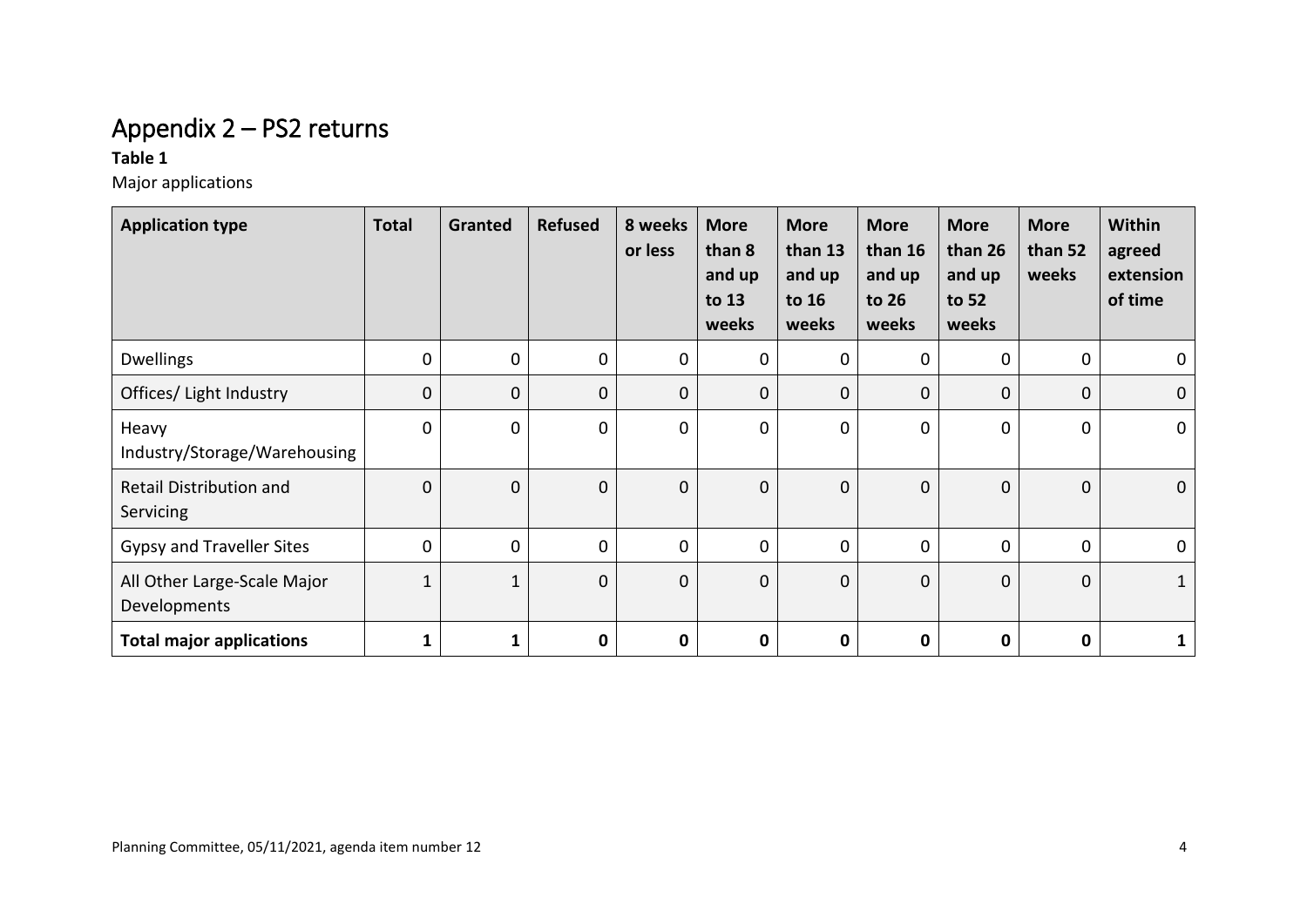# Appendix 2 – PS2 returns

**Table 1**

Major applications

| Application type | Total | Granted | Refused | 8 weeks or less | More than 8 and up to 13 weeks | More than 13 and up to 16 weeks | More than 16 and up to 26 weeks | More than 26 and up to 52 weeks | More than 52 weeks | Within agreed extension of time |
|---|---|---|---|---|---|---|---|---|---|---|
| Dwellings | 0 | 0 | 0 | 0 | 0 | 0 | 0 | 0 | 0 | 0 |
| Offices/ Light Industry | 0 | 0 | 0 | 0 | 0 | 0 | 0 | 0 | 0 | 0 |
| Heavy Industry/Storage/Warehousing | 0 | 0 | 0 | 0 | 0 | 0 | 0 | 0 | 0 | 0 |
| Retail Distribution and Servicing | 0 | 0 | 0 | 0 | 0 | 0 | 0 | 0 | 0 | 0 |
| Gypsy and Traveller Sites | 0 | 0 | 0 | 0 | 0 | 0 | 0 | 0 | 0 | 0 |
| All Other Large-Scale Major Developments | 1 | 1 | 0 | 0 | 0 | 0 | 0 | 0 | 0 | 1 |
| **Total major applications** | **1** | **1** | **0** | **0** | **0** | **0** | **0** | **0** | **0** | **1** |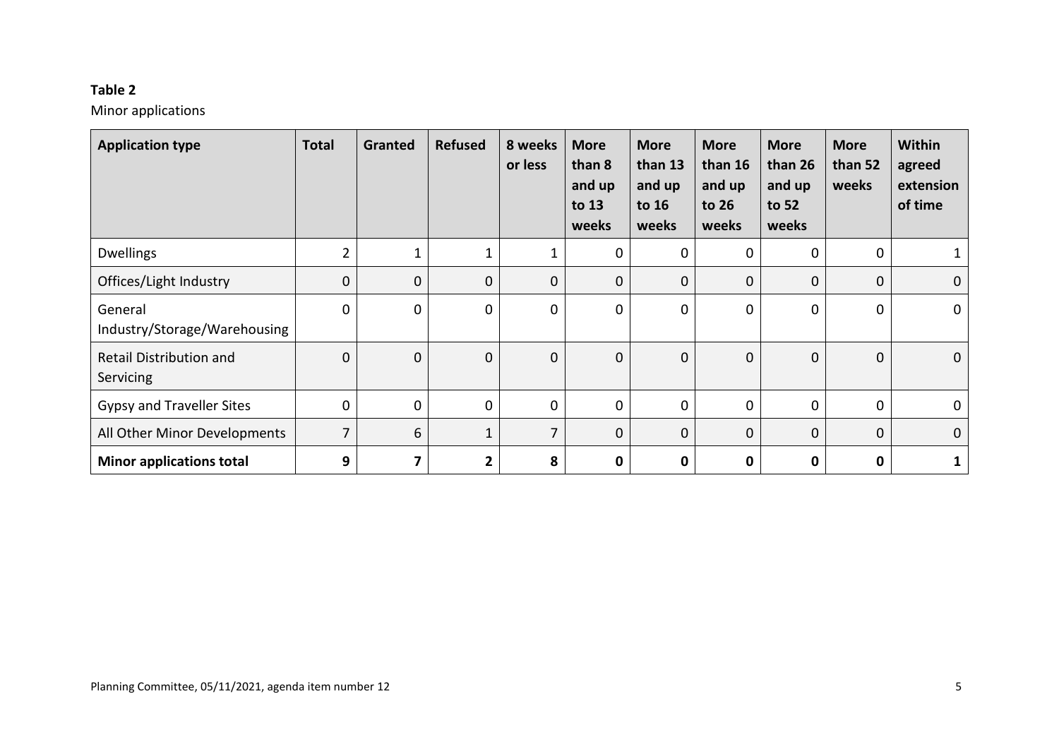**Table 2**

Minor applications

| Application type | Total | Granted | Refused | 8 weeks or less | More than 8 and up to 13 weeks | More than 13 and up to 16 weeks | More than 16 and up to 26 weeks | More than 26 and up to 52 weeks | More than 52 weeks | Within agreed extension of time |
|---|---|---|---|---|---|---|---|---|---|---|
| Dwellings | 2 | 1 | 1 | 1 | 0 | 0 | 0 | 0 | 0 | 1 |
| Offices/Light Industry | 0 | 0 | 0 | 0 | 0 | 0 | 0 | 0 | 0 | 0 |
| General Industry/Storage/Warehousing | 0 | 0 | 0 | 0 | 0 | 0 | 0 | 0 | 0 | 0 |
| Retail Distribution and Servicing | 0 | 0 | 0 | 0 | 0 | 0 | 0 | 0 | 0 | 0 |
| Gypsy and Traveller Sites | 0 | 0 | 0 | 0 | 0 | 0 | 0 | 0 | 0 | 0 |
| All Other Minor Developments | 7 | 6 | 1 | 7 | 0 | 0 | 0 | 0 | 0 | 0 |
| **Minor applications total** | **9** | **7** | **2** | **8** | **0** | **0** | **0** | **0** | **0** | **1** |

Planning Committee, 05/11/2021, agenda item number 12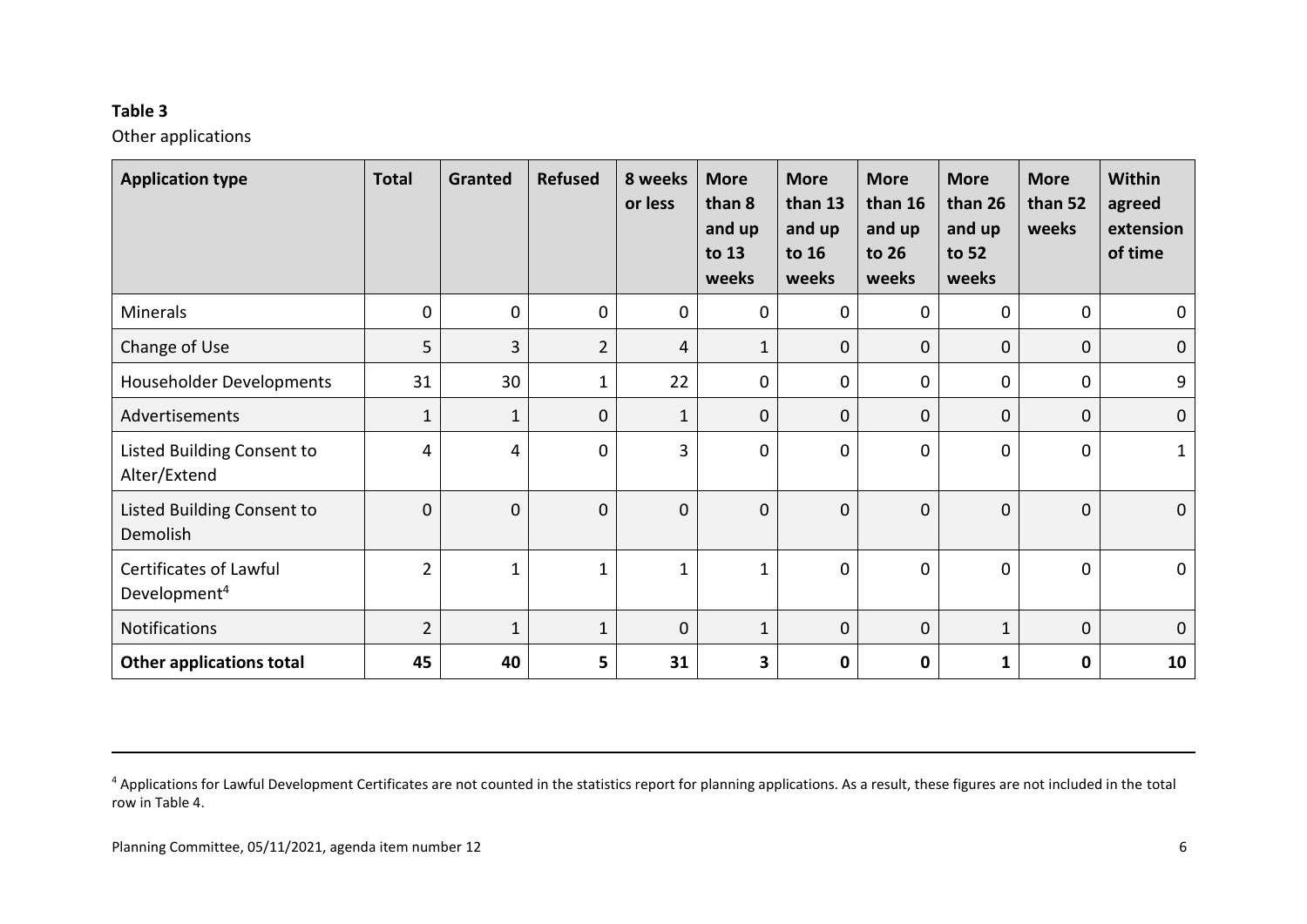**Table 3**

Other applications

| Application type | Total | Granted | Refused | 8 weeks or less | More than 8 and up to 13 weeks | More than 13 and up to 16 weeks | More than 16 and up to 26 weeks | More than 26 and up to 52 weeks | More than 52 weeks | Within agreed extension of time |
|---|---|---|---|---|---|---|---|---|---|---|
| Minerals | 0 | 0 | 0 | 0 | 0 | 0 | 0 | 0 | 0 | 0 |
| Change of Use | 5 | 3 | 2 | 4 | 1 | 0 | 0 | 0 | 0 | 0 |
| Householder Developments | 31 | 30 | 1 | 22 | 0 | 0 | 0 | 0 | 0 | 9 |
| Advertisements | 1 | 1 | 0 | 1 | 0 | 0 | 0 | 0 | 0 | 0 |
| Listed Building Consent to Alter/Extend | 4 | 4 | 0 | 3 | 0 | 0 | 0 | 0 | 0 | 1 |
| Listed Building Consent to Demolish | 0 | 0 | 0 | 0 | 0 | 0 | 0 | 0 | 0 | 0 |
| Certificates of Lawful Development[4] | 2 | 1 | 1 | 1 | 1 | 0 | 0 | 0 | 0 | 0 |
| Notifications | 2 | 1 | 1 | 0 | 1 | 0 | 0 | 1 | 0 | 0 |
| **Other applications total** | **45** | **40** | **5** | **31** | **3** | **0** | **0** | **1** | **0** | **10** |

[4] Applications for Lawful Development Certificates are not counted in the statistics report for planning applications. As a result, these figures are not included in the total row in Table 4.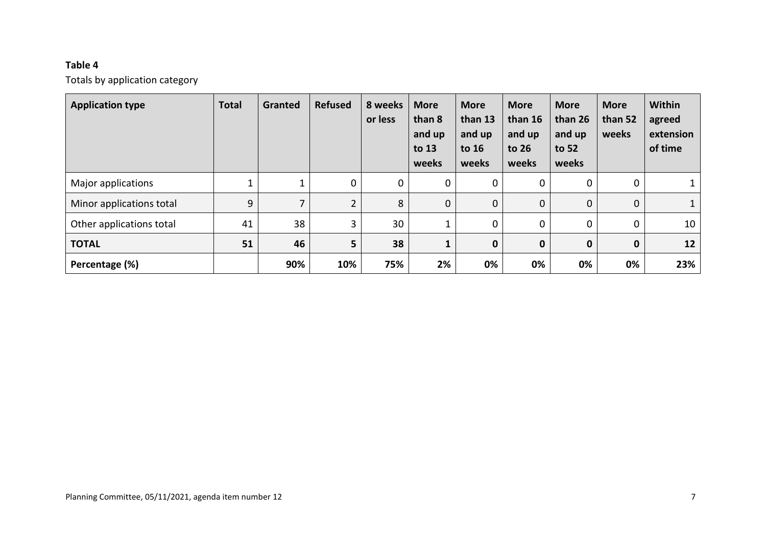**Table 4**

Totals by application category

| Application type | Total | Granted | Refused | 8 weeks or less | More than 8 and up to 13 weeks | More than 13 and up to 16 weeks | More than 16 and up to 26 weeks | More than 26 and up to 52 weeks | More than 52 weeks | Within agreed extension of time |
|---|---|---|---|---|---|---|---|---|---|---|
| Major applications | 1 | 1 | 0 | 0 | 0 | 0 | 0 | 0 | 0 | 1 |
| Minor applications total | 9 | 7 | 2 | 8 | 0 | 0 | 0 | 0 | 0 | 1 |
| Other applications total | 41 | 38 | 3 | 30 | 1 | 0 | 0 | 0 | 0 | 10 |
| **TOTAL** | **51** | **46** | **5** | **38** | **1** | **0** | **0** | **0** | **0** | **12** |
| **Percentage (%)** | | **90%** | **10%** | **75%** | **2%** | **0%** | **0%** | **0%** | **0%** | **23%** |

Planning Committee, 05/11/2021, agenda item number 12